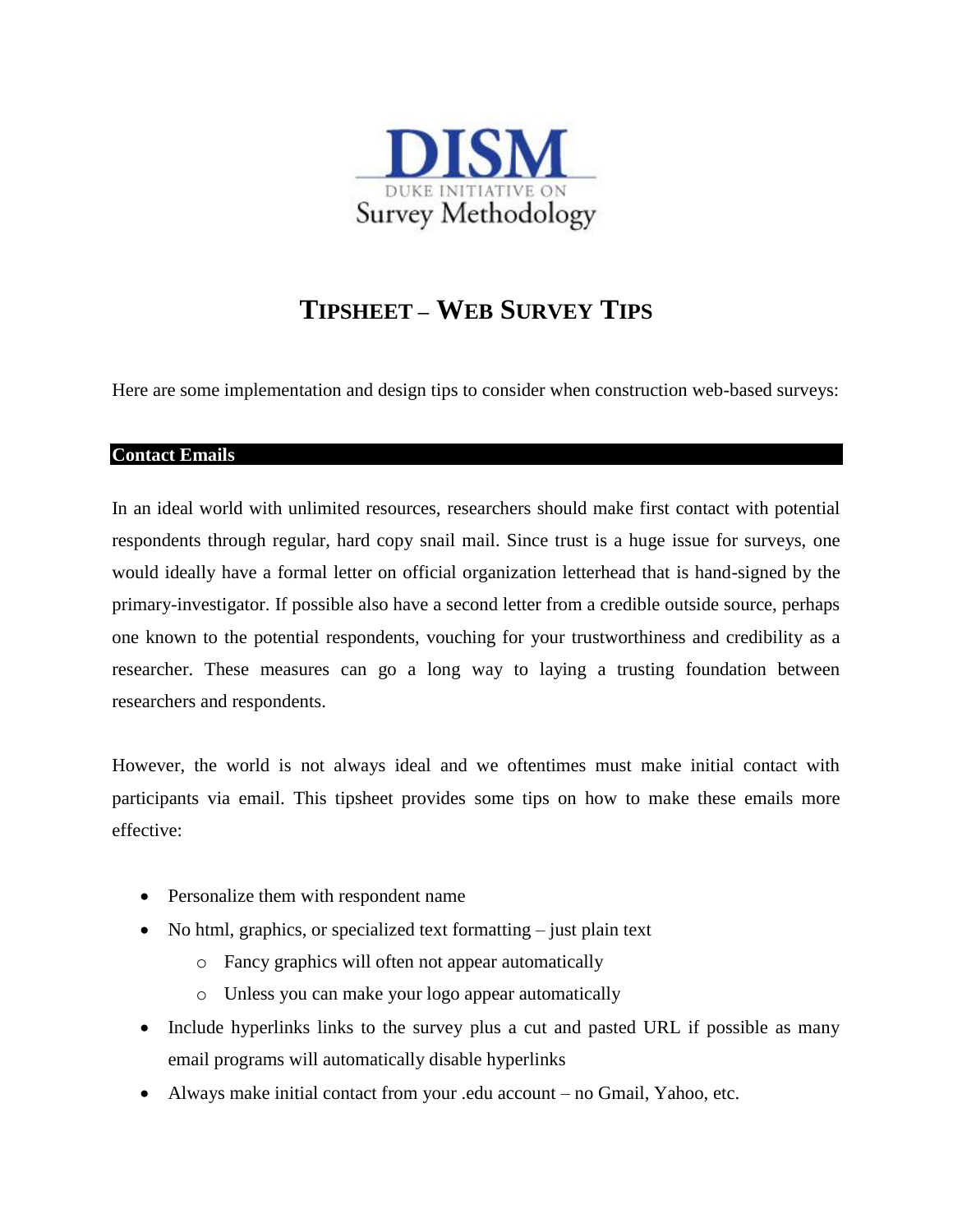DISM

DUKE INITIATIVE ON

Survey Methodology

# TIPSHEET – WEB SURVEY TIPS

Here are some implementation and design tips to consider when construction web-based surveys:

## Contact Emails

In an ideal world with unlimited resources, researchers should make first contact with potential respondents through regular, hard copy snail mail. Since trust is a huge issue for surveys, one would ideally have a formal letter on official organization letterhead that is hand-signed by the primary-investigator. If possible also have a second letter from a credible outside source, perhaps one known to the potential respondents, vouching for your trustworthiness and credibility as a researcher. These measures can go a long way to laying a trusting foundation between researchers and respondents.

However, the world is not always ideal and we oftentimes must make initial contact with participants via email. This tipsheet provides some tips on how to make these emails more effective:

- Personalize them with respondent name
- No html, graphics, or specialized text formatting – just plain text
  - Fancy graphics will often not appear automatically
  - Unless you can make your logo appear automatically
- Include hyperlinks links to the survey plus a cut and pasted URL if possible as many email programs will automatically disable hyperlinks
- Always make initial contact from your .edu account – no Gmail, Yahoo, etc.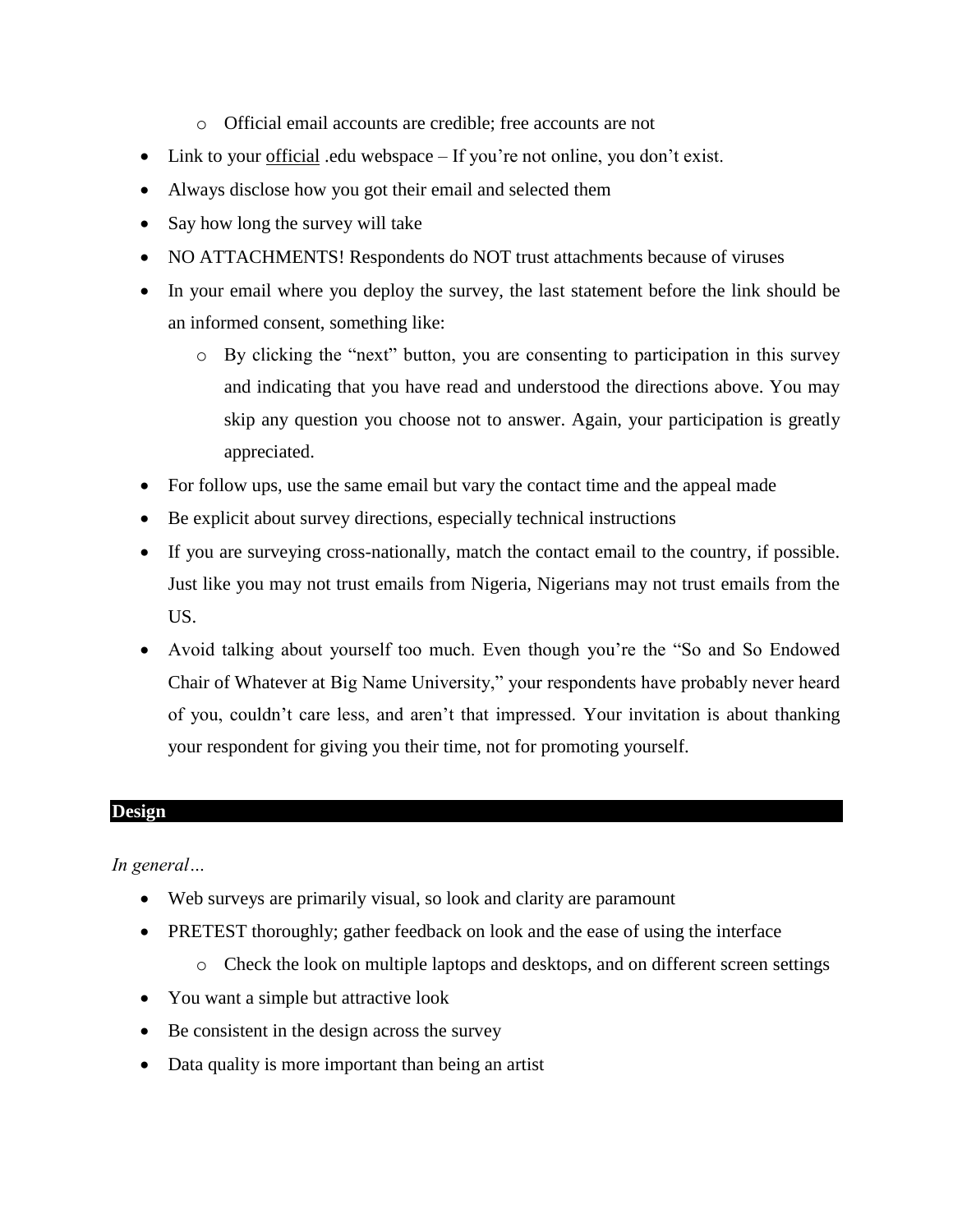- Official email accounts are credible; free accounts are not
- Link to your <u>official</u> .edu webspace – If you're not online, you don't exist.
- Always disclose how you got their email and selected them
- Say how long the survey will take
- NO ATTACHMENTS! Respondents do NOT trust attachments because of viruses
- In your email where you deploy the survey, the last statement before the link should be an informed consent, something like:
  - By clicking the "next" button, you are consenting to participation in this survey and indicating that you have read and understood the directions above. You may skip any question you choose not to answer. Again, your participation is greatly appreciated.
- For follow ups, use the same email but vary the contact time and the appeal made
- Be explicit about survey directions, especially technical instructions
- If you are surveying cross-nationally, match the contact email to the country, if possible. Just like you may not trust emails from Nigeria, Nigerians may not trust emails from the US.
- Avoid talking about yourself too much. Even though you're the "So and So Endowed Chair of Whatever at Big Name University," your respondents have probably never heard of you, couldn't care less, and aren't that impressed. Your invitation is about thanking your respondent for giving you their time, not for promoting yourself.

## Design

*In general…*

- Web surveys are primarily visual, so look and clarity are paramount
- PRETEST thoroughly; gather feedback on look and the ease of using the interface
  - Check the look on multiple laptops and desktops, and on different screen settings
- You want a simple but attractive look
- Be consistent in the design across the survey
- Data quality is more important than being an artist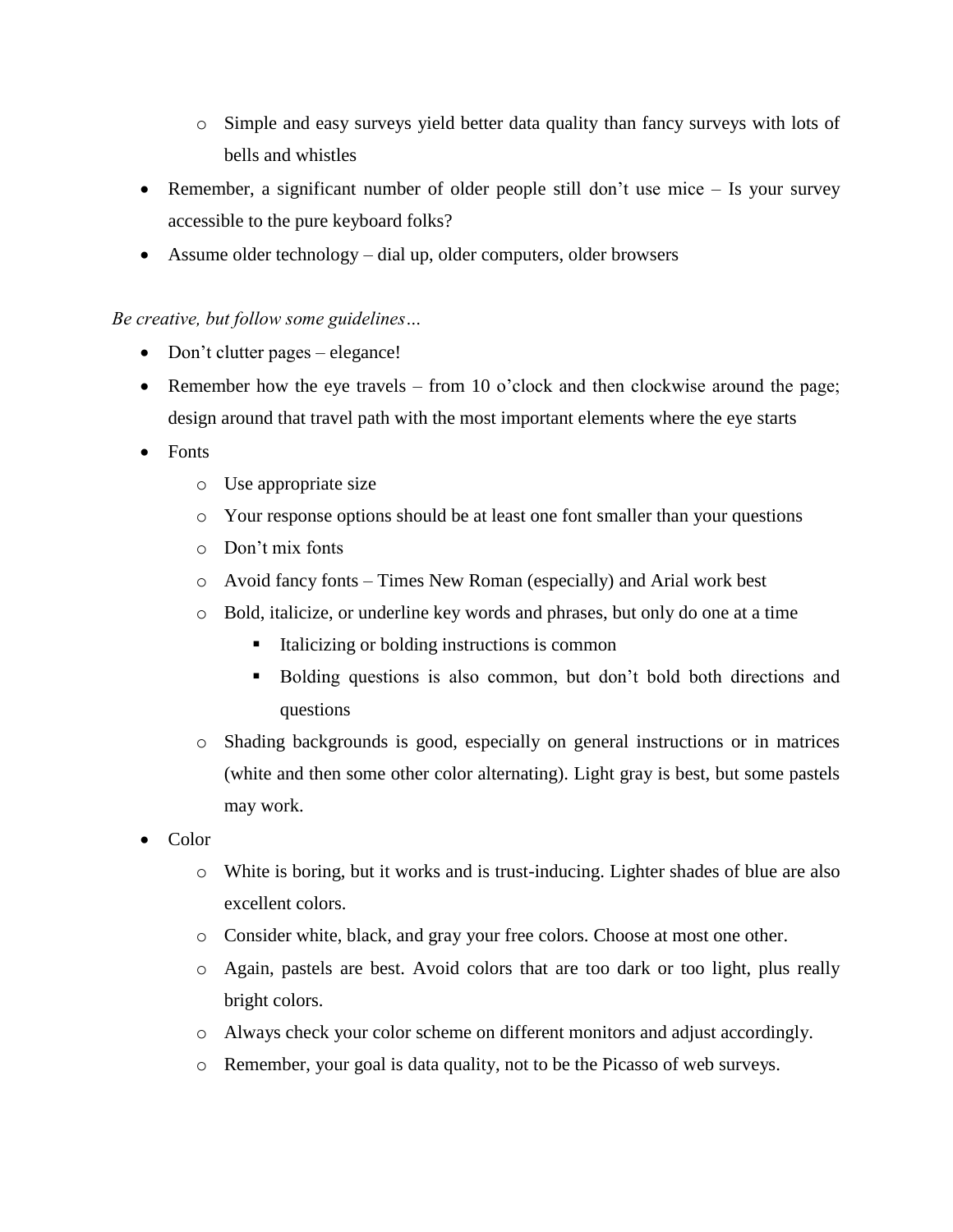- Simple and easy surveys yield better data quality than fancy surveys with lots of bells and whistles
- Remember, a significant number of older people still don't use mice – Is your survey accessible to the pure keyboard folks?
- Assume older technology – dial up, older computers, older browsers

*Be creative, but follow some guidelines…*

- Don't clutter pages – elegance!
- Remember how the eye travels – from 10 o'clock and then clockwise around the page; design around that travel path with the most important elements where the eye starts
- Fonts
  - Use appropriate size
  - Your response options should be at least one font smaller than your questions
  - Don't mix fonts
  - Avoid fancy fonts – Times New Roman (especially) and Arial work best
  - Bold, italicize, or underline key words and phrases, but only do one at a time
    - Italicizing or bolding instructions is common
    - Bolding questions is also common, but don't bold both directions and questions
  - Shading backgrounds is good, especially on general instructions or in matrices (white and then some other color alternating). Light gray is best, but some pastels may work.
- Color
  - White is boring, but it works and is trust-inducing. Lighter shades of blue are also excellent colors.
  - Consider white, black, and gray your free colors. Choose at most one other.
  - Again, pastels are best. Avoid colors that are too dark or too light, plus really bright colors.
  - Always check your color scheme on different monitors and adjust accordingly.
  - Remember, your goal is data quality, not to be the Picasso of web surveys.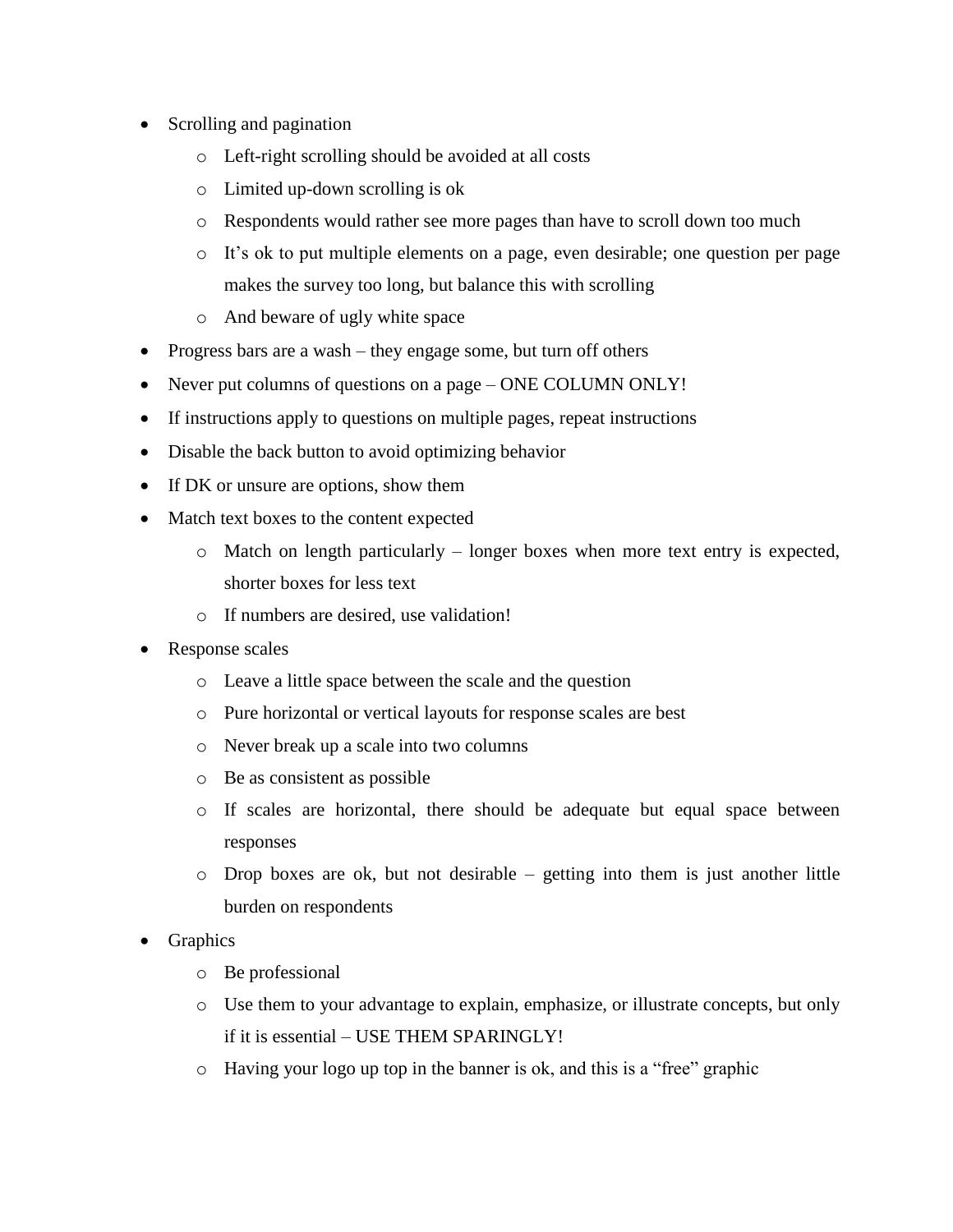- Scrolling and pagination
  - Left-right scrolling should be avoided at all costs
  - Limited up-down scrolling is ok
  - Respondents would rather see more pages than have to scroll down too much
  - It's ok to put multiple elements on a page, even desirable; one question per page makes the survey too long, but balance this with scrolling
  - And beware of ugly white space
- Progress bars are a wash – they engage some, but turn off others
- Never put columns of questions on a page – ONE COLUMN ONLY!
- If instructions apply to questions on multiple pages, repeat instructions
- Disable the back button to avoid optimizing behavior
- If DK or unsure are options, show them
- Match text boxes to the content expected
  - Match on length particularly – longer boxes when more text entry is expected, shorter boxes for less text
  - If numbers are desired, use validation!
- Response scales
  - Leave a little space between the scale and the question
  - Pure horizontal or vertical layouts for response scales are best
  - Never break up a scale into two columns
  - Be as consistent as possible
  - If scales are horizontal, there should be adequate but equal space between responses
  - Drop boxes are ok, but not desirable – getting into them is just another little burden on respondents
- Graphics
  - Be professional
  - Use them to your advantage to explain, emphasize, or illustrate concepts, but only if it is essential – USE THEM SPARINGLY!
  - Having your logo up top in the banner is ok, and this is a "free" graphic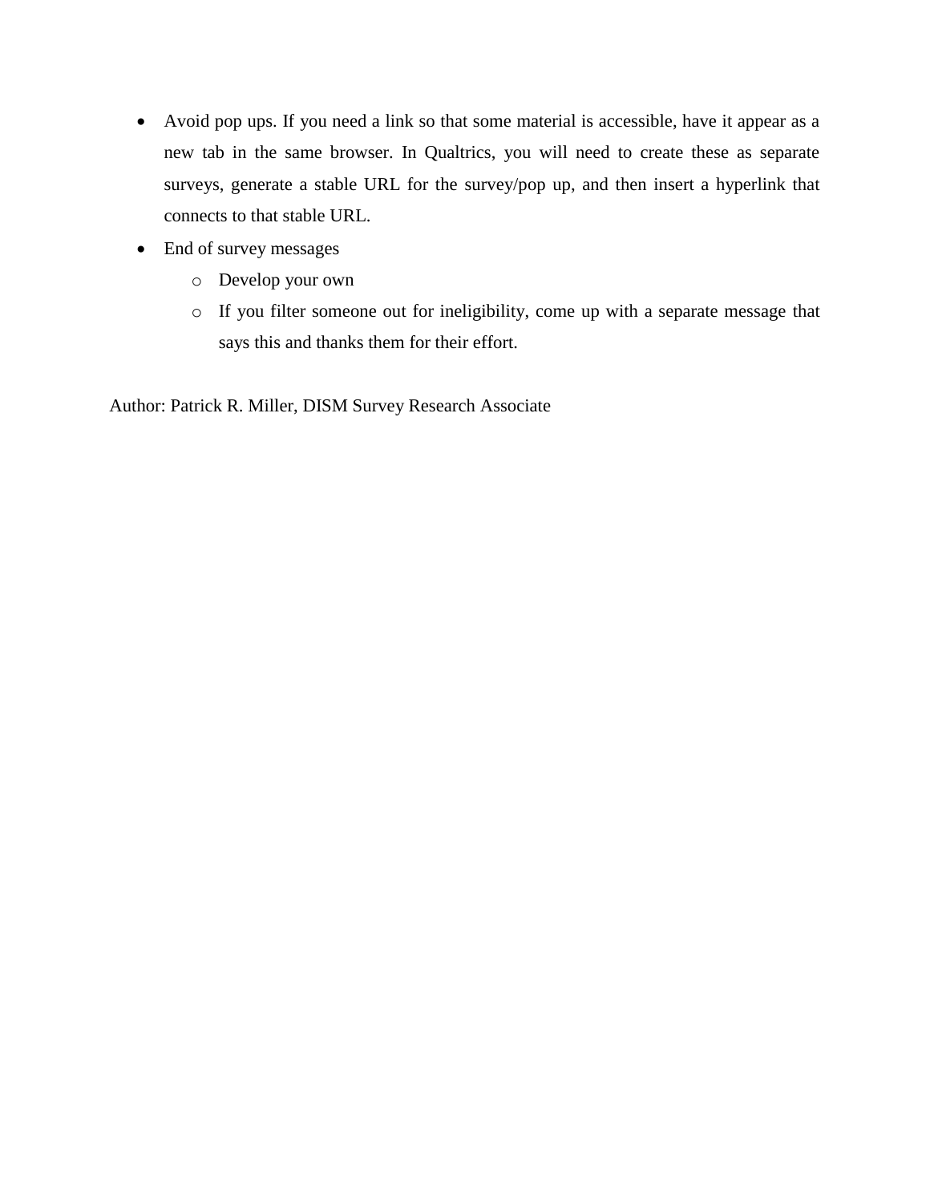- Avoid pop ups. If you need a link so that some material is accessible, have it appear as a new tab in the same browser. In Qualtrics, you will need to create these as separate surveys, generate a stable URL for the survey/pop up, and then insert a hyperlink that connects to that stable URL.
- End of survey messages
  - Develop your own
  - If you filter someone out for ineligibility, come up with a separate message that says this and thanks them for their effort.

Author: Patrick R. Miller, DISM Survey Research Associate